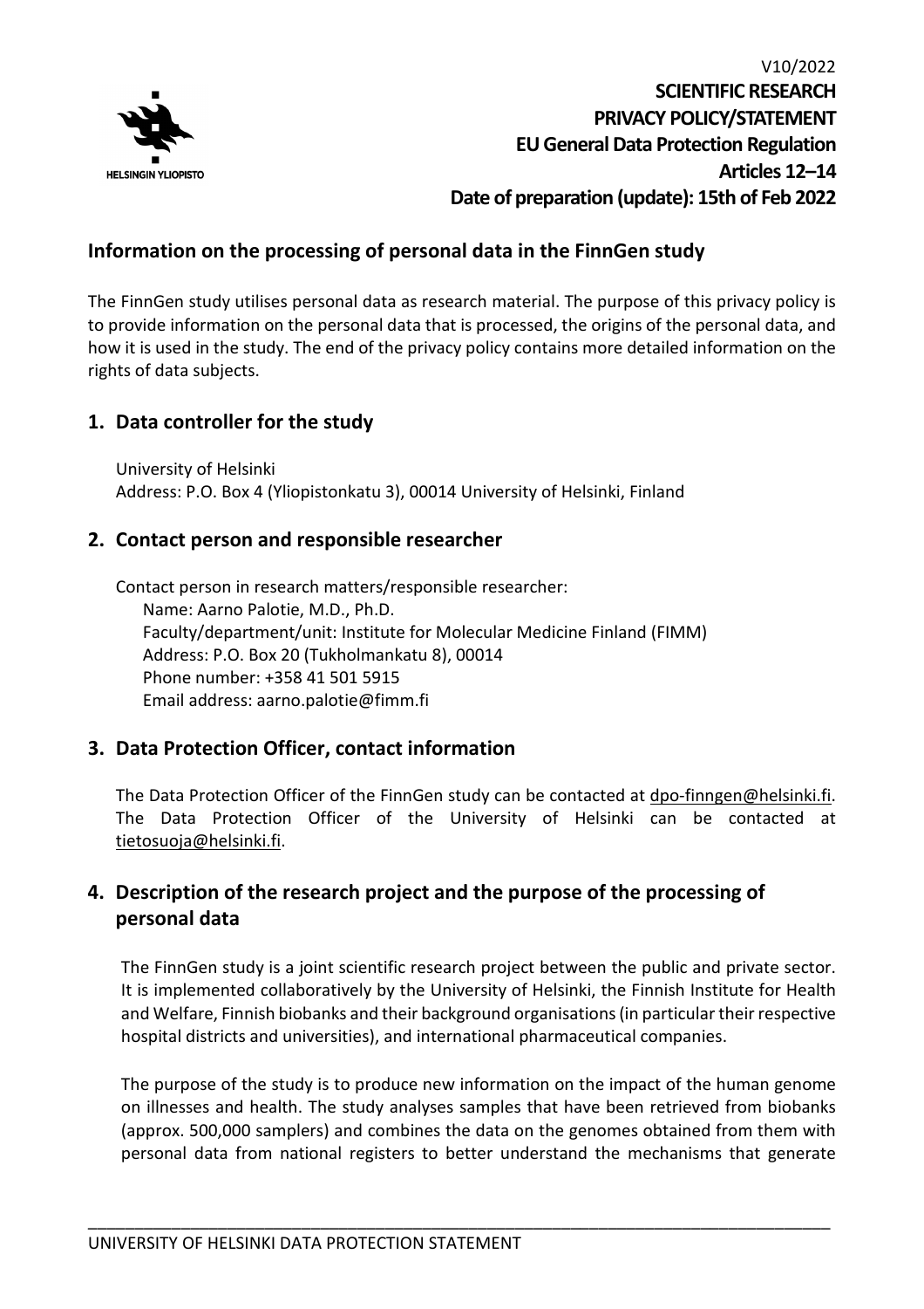V10/2022

**SCIENTIFIC RESEARCH**
**PRIVACY POLICY/STATEMENT**
**EU General Data Protection Regulation**
**Articles 12–14**
**Date of preparation (update): 15th of Feb 2022**

## Information on the processing of personal data in the FinnGen study

The FinnGen study utilises personal data as research material. The purpose of this privacy policy is to provide information on the personal data that is processed, the origins of the personal data, and how it is used in the study. The end of the privacy policy contains more detailed information on the rights of data subjects.

## 1. Data controller for the study

University of Helsinki
Address: P.O. Box 4 (Yliopistonkatu 3), 00014 University of Helsinki, Finland

## 2. Contact person and responsible researcher

Contact person in research matters/responsible researcher:
Name: Aarno Palotie, M.D., Ph.D.
Faculty/department/unit: Institute for Molecular Medicine Finland (FIMM)
Address: P.O. Box 20 (Tukholmankatu 8), 00014
Phone number: +358 41 501 5915
Email address: aarno.palotie@fimm.fi

## 3. Data Protection Officer, contact information

The Data Protection Officer of the FinnGen study can be contacted at dpo-finngen@helsinki.fi. The Data Protection Officer of the University of Helsinki can be contacted at tietosuoja@helsinki.fi.

## 4. Description of the research project and the purpose of the processing of personal data

The FinnGen study is a joint scientific research project between the public and private sector. It is implemented collaboratively by the University of Helsinki, the Finnish Institute for Health and Welfare, Finnish biobanks and their background organisations (in particular their respective hospital districts and universities), and international pharmaceutical companies.

The purpose of the study is to produce new information on the impact of the human genome on illnesses and health. The study analyses samples that have been retrieved from biobanks (approx. 500,000 samplers) and combines the data on the genomes obtained from them with personal data from national registers to better understand the mechanisms that generate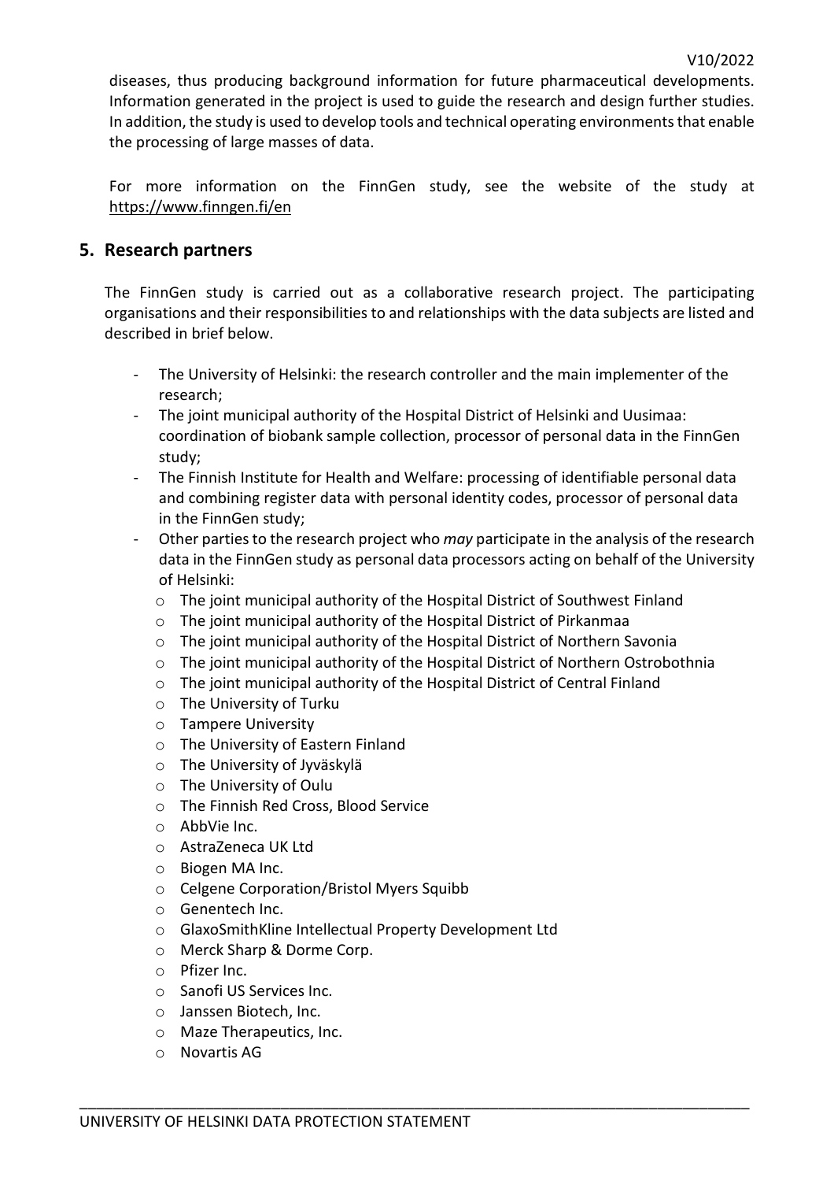diseases, thus producing background information for future pharmaceutical developments. Information generated in the project is used to guide the research and design further studies. In addition, the study is used to develop tools and technical operating environments that enable the processing of large masses of data.

For more information on the FinnGen study, see the website of the study at https://www.finngen.fi/en

## 5. Research partners

The FinnGen study is carried out as a collaborative research project. The participating organisations and their responsibilities to and relationships with the data subjects are listed and described in brief below.

- The University of Helsinki: the research controller and the main implementer of the research;
- The joint municipal authority of the Hospital District of Helsinki and Uusimaa: coordination of biobank sample collection, processor of personal data in the FinnGen study;
- The Finnish Institute for Health and Welfare: processing of identifiable personal data and combining register data with personal identity codes, processor of personal data in the FinnGen study;
- Other parties to the research project who *may* participate in the analysis of the research data in the FinnGen study as personal data processors acting on behalf of the University of Helsinki:
  - The joint municipal authority of the Hospital District of Southwest Finland
  - The joint municipal authority of the Hospital District of Pirkanmaa
  - The joint municipal authority of the Hospital District of Northern Savonia
  - The joint municipal authority of the Hospital District of Northern Ostrobothnia
  - The joint municipal authority of the Hospital District of Central Finland
  - The University of Turku
  - Tampere University
  - The University of Eastern Finland
  - The University of Jyväskylä
  - The University of Oulu
  - The Finnish Red Cross, Blood Service
  - AbbVie Inc.
  - AstraZeneca UK Ltd
  - Biogen MA Inc.
  - Celgene Corporation/Bristol Myers Squibb
  - Genentech Inc.
  - GlaxoSmithKline Intellectual Property Development Ltd
  - Merck Sharp & Dorme Corp.
  - Pfizer Inc.
  - Sanofi US Services Inc.
  - Janssen Biotech, Inc.
  - Maze Therapeutics, Inc.
  - Novartis AG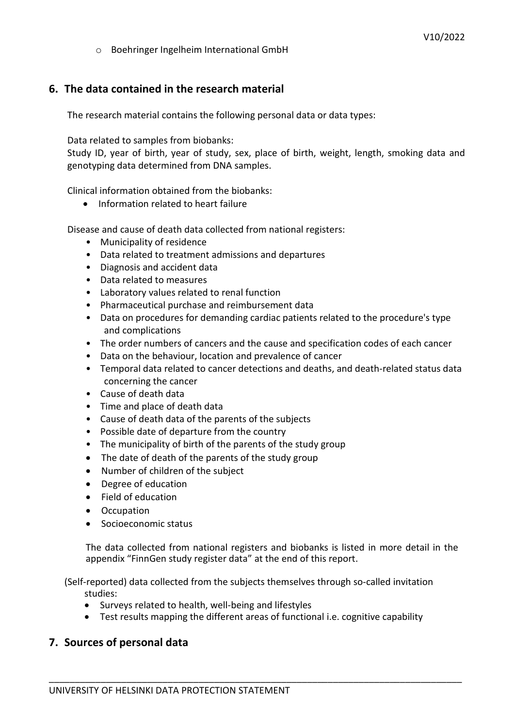- Boehringer Ingelheim International GmbH

## 6. The data contained in the research material

The research material contains the following personal data or data types:

Data related to samples from biobanks:
Study ID, year of birth, year of study, sex, place of birth, weight, length, smoking data and genotyping data determined from DNA samples.

Clinical information obtained from the biobanks:

- Information related to heart failure

Disease and cause of death data collected from national registers:

- Municipality of residence
- Data related to treatment admissions and departures
- Diagnosis and accident data
- Data related to measures
- Laboratory values related to renal function
- Pharmaceutical purchase and reimbursement data
- Data on procedures for demanding cardiac patients related to the procedure's type and complications
- The order numbers of cancers and the cause and specification codes of each cancer
- Data on the behaviour, location and prevalence of cancer
- Temporal data related to cancer detections and deaths, and death-related status data concerning the cancer
- Cause of death data
- Time and place of death data
- Cause of death data of the parents of the subjects
- Possible date of departure from the country
- The municipality of birth of the parents of the study group
- The date of death of the parents of the study group
- Number of children of the subject
- Degree of education
- Field of education
- Occupation
- Socioeconomic status

The data collected from national registers and biobanks is listed in more detail in the appendix "FinnGen study register data" at the end of this report.

(Self-reported) data collected from the subjects themselves through so-called invitation studies:

- Surveys related to health, well-being and lifestyles
- Test results mapping the different areas of functional i.e. cognitive capability

## 7. Sources of personal data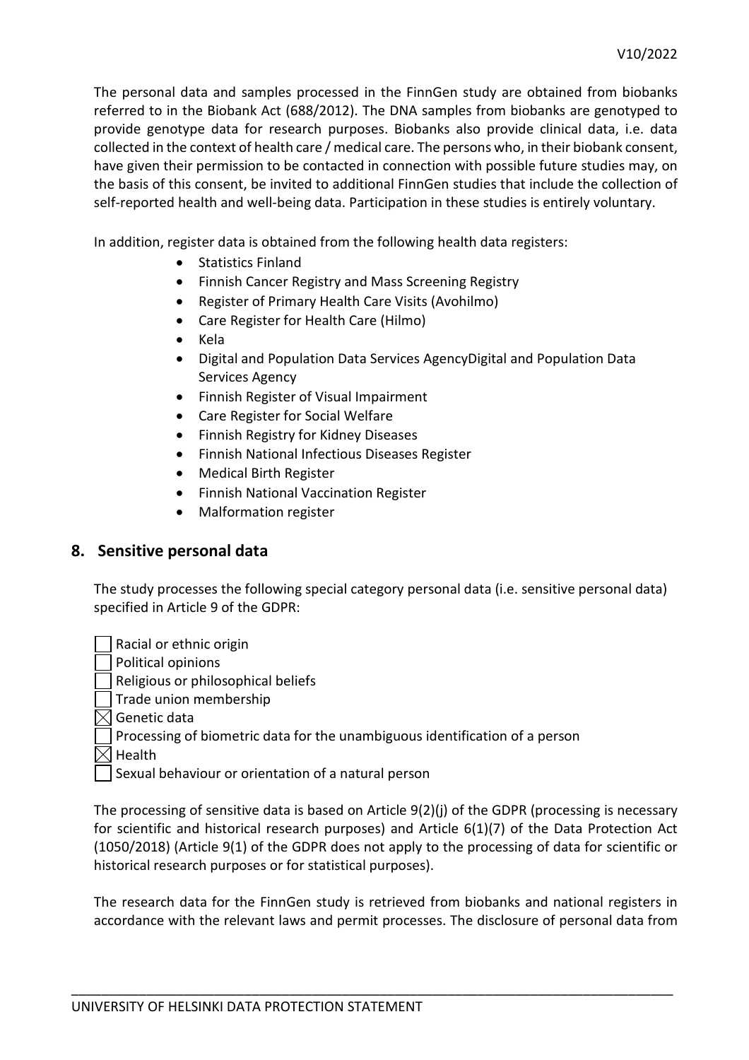The personal data and samples processed in the FinnGen study are obtained from biobanks referred to in the Biobank Act (688/2012). The DNA samples from biobanks are genotyped to provide genotype data for research purposes. Biobanks also provide clinical data, i.e. data collected in the context of health care / medical care. The persons who, in their biobank consent, have given their permission to be contacted in connection with possible future studies may, on the basis of this consent, be invited to additional FinnGen studies that include the collection of self-reported health and well-being data. Participation in these studies is entirely voluntary.

In addition, register data is obtained from the following health data registers:

- Statistics Finland
- Finnish Cancer Registry and Mass Screening Registry
- Register of Primary Health Care Visits (Avohilmo)
- Care Register for Health Care (Hilmo)
- Kela
- Digital and Population Data Services AgencyDigital and Population Data Services Agency
- Finnish Register of Visual Impairment
- Care Register for Social Welfare
- Finnish Registry for Kidney Diseases
- Finnish National Infectious Diseases Register
- Medical Birth Register
- Finnish National Vaccination Register
- Malformation register

## 8. Sensitive personal data

The study processes the following special category personal data (i.e. sensitive personal data) specified in Article 9 of the GDPR:

- [ ] Racial or ethnic origin
- [ ] Political opinions
- [ ] Religious or philosophical beliefs
- [ ] Trade union membership
- [x] Genetic data
- [ ] Processing of biometric data for the unambiguous identification of a person
- [x] Health
- [ ] Sexual behaviour or orientation of a natural person

The processing of sensitive data is based on Article 9(2)(j) of the GDPR (processing is necessary for scientific and historical research purposes) and Article 6(1)(7) of the Data Protection Act (1050/2018) (Article 9(1) of the GDPR does not apply to the processing of data for scientific or historical research purposes or for statistical purposes).

The research data for the FinnGen study is retrieved from biobanks and national registers in accordance with the relevant laws and permit processes. The disclosure of personal data from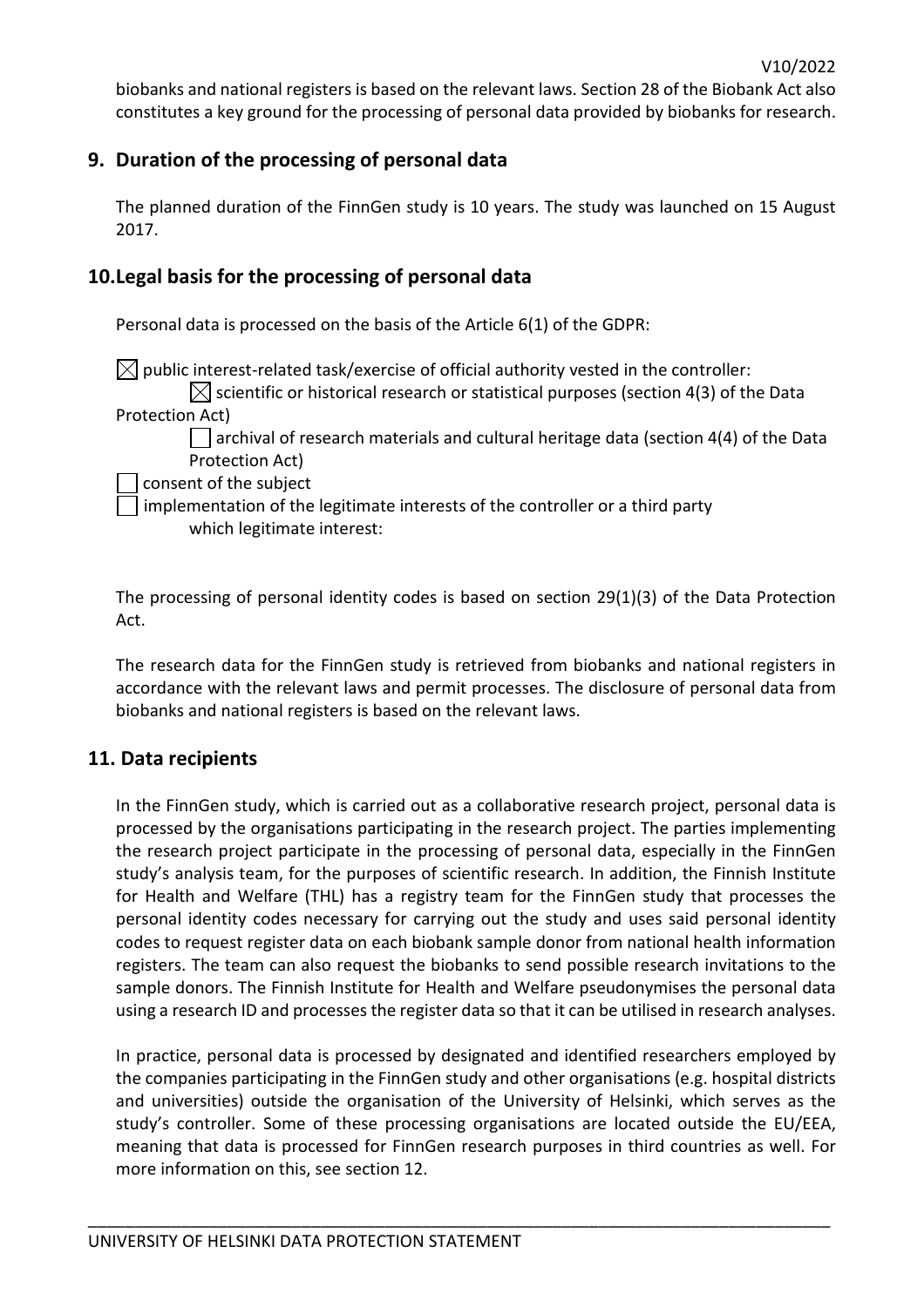biobanks and national registers is based on the relevant laws. Section 28 of the Biobank Act also constitutes a key ground for the processing of personal data provided by biobanks for research.

## 9. Duration of the processing of personal data

The planned duration of the FinnGen study is 10 years. The study was launched on 15 August 2017.

## 10. Legal basis for the processing of personal data

Personal data is processed on the basis of the Article 6(1) of the GDPR:

☒ public interest-related task/exercise of official authority vested in the controller:

☒ scientific or historical research or statistical purposes (section 4(3) of the Data Protection Act)

☐ archival of research materials and cultural heritage data (section 4(4) of the Data Protection Act)

☐ consent of the subject

☐ implementation of the legitimate interests of the controller or a third party
which legitimate interest:

The processing of personal identity codes is based on section 29(1)(3) of the Data Protection Act.

The research data for the FinnGen study is retrieved from biobanks and national registers in accordance with the relevant laws and permit processes. The disclosure of personal data from biobanks and national registers is based on the relevant laws.

## 11. Data recipients

In the FinnGen study, which is carried out as a collaborative research project, personal data is processed by the organisations participating in the research project. The parties implementing the research project participate in the processing of personal data, especially in the FinnGen study's analysis team, for the purposes of scientific research. In addition, the Finnish Institute for Health and Welfare (THL) has a registry team for the FinnGen study that processes the personal identity codes necessary for carrying out the study and uses said personal identity codes to request register data on each biobank sample donor from national health information registers. The team can also request the biobanks to send possible research invitations to the sample donors. The Finnish Institute for Health and Welfare pseudonymises the personal data using a research ID and processes the register data so that it can be utilised in research analyses.

In practice, personal data is processed by designated and identified researchers employed by the companies participating in the FinnGen study and other organisations (e.g. hospital districts and universities) outside the organisation of the University of Helsinki, which serves as the study's controller. Some of these processing organisations are located outside the EU/EEA, meaning that data is processed for FinnGen research purposes in third countries as well. For more information on this, see section 12.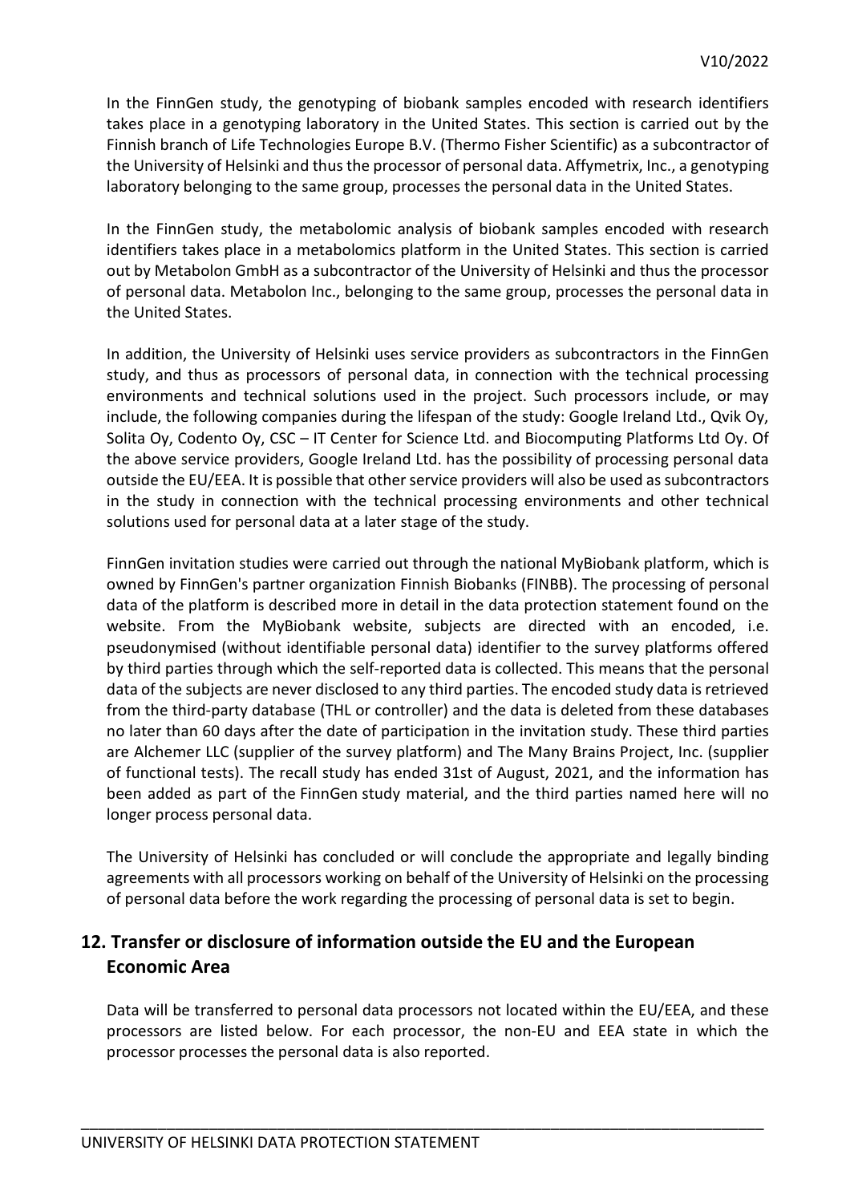In the FinnGen study, the genotyping of biobank samples encoded with research identifiers takes place in a genotyping laboratory in the United States. This section is carried out by the Finnish branch of Life Technologies Europe B.V. (Thermo Fisher Scientific) as a subcontractor of the University of Helsinki and thus the processor of personal data. Affymetrix, Inc., a genotyping laboratory belonging to the same group, processes the personal data in the United States.

In the FinnGen study, the metabolomic analysis of biobank samples encoded with research identifiers takes place in a metabolomics platform in the United States. This section is carried out by Metabolon GmbH as a subcontractor of the University of Helsinki and thus the processor of personal data. Metabolon Inc., belonging to the same group, processes the personal data in the United States.

In addition, the University of Helsinki uses service providers as subcontractors in the FinnGen study, and thus as processors of personal data, in connection with the technical processing environments and technical solutions used in the project. Such processors include, or may include, the following companies during the lifespan of the study: Google Ireland Ltd., Qvik Oy, Solita Oy, Codento Oy, CSC – IT Center for Science Ltd. and Biocomputing Platforms Ltd Oy. Of the above service providers, Google Ireland Ltd. has the possibility of processing personal data outside the EU/EEA. It is possible that other service providers will also be used as subcontractors in the study in connection with the technical processing environments and other technical solutions used for personal data at a later stage of the study.

FinnGen invitation studies were carried out through the national MyBiobank platform, which is owned by FinnGen's partner organization Finnish Biobanks (FINBB). The processing of personal data of the platform is described more in detail in the data protection statement found on the website. From the MyBiobank website, subjects are directed with an encoded, i.e. pseudonymised (without identifiable personal data) identifier to the survey platforms offered by third parties through which the self-reported data is collected. This means that the personal data of the subjects are never disclosed to any third parties. The encoded study data is retrieved from the third-party database (THL or controller) and the data is deleted from these databases no later than 60 days after the date of participation in the invitation study. These third parties are Alchemer LLC (supplier of the survey platform) and The Many Brains Project, Inc. (supplier of functional tests). The recall study has ended 31st of August, 2021, and the information has been added as part of the FinnGen study material, and the third parties named here will no longer process personal data.

The University of Helsinki has concluded or will conclude the appropriate and legally binding agreements with all processors working on behalf of the University of Helsinki on the processing of personal data before the work regarding the processing of personal data is set to begin.

## 12. Transfer or disclosure of information outside the EU and the European Economic Area

Data will be transferred to personal data processors not located within the EU/EEA, and these processors are listed below. For each processor, the non-EU and EEA state in which the processor processes the personal data is also reported.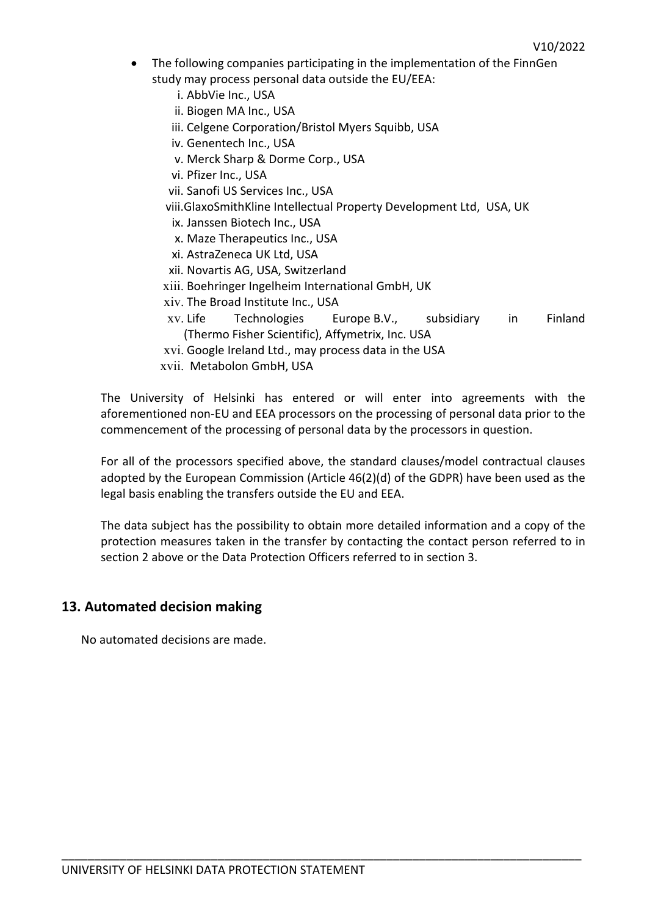- The following companies participating in the implementation of the FinnGen study may process personal data outside the EU/EEA:
  - i. AbbVie Inc., USA
  - ii. Biogen MA Inc., USA
  - iii. Celgene Corporation/Bristol Myers Squibb, USA
  - iv. Genentech Inc., USA
  - v. Merck Sharp & Dorme Corp., USA
  - vi. Pfizer Inc., USA
  - vii. Sanofi US Services Inc., USA
  - viii. GlaxoSmithKline Intellectual Property Development Ltd, USA, UK
  - ix. Janssen Biotech Inc., USA
  - x. Maze Therapeutics Inc., USA
  - xi. AstraZeneca UK Ltd, USA
  - xii. Novartis AG, USA, Switzerland
  - xiii. Boehringer Ingelheim International GmbH, UK
  - xiv. The Broad Institute Inc., USA
  - xv. Life Technologies Europe B.V., subsidiary in Finland (Thermo Fisher Scientific), Affymetrix, Inc. USA
  - xvi. Google Ireland Ltd., may process data in the USA
  - xvii. Metabolon GmbH, USA

The University of Helsinki has entered or will enter into agreements with the aforementioned non-EU and EEA processors on the processing of personal data prior to the commencement of the processing of personal data by the processors in question.

For all of the processors specified above, the standard clauses/model contractual clauses adopted by the European Commission (Article 46(2)(d) of the GDPR) have been used as the legal basis enabling the transfers outside the EU and EEA.

The data subject has the possibility to obtain more detailed information and a copy of the protection measures taken in the transfer by contacting the contact person referred to in section 2 above or the Data Protection Officers referred to in section 3.

## 13. Automated decision making

No automated decisions are made.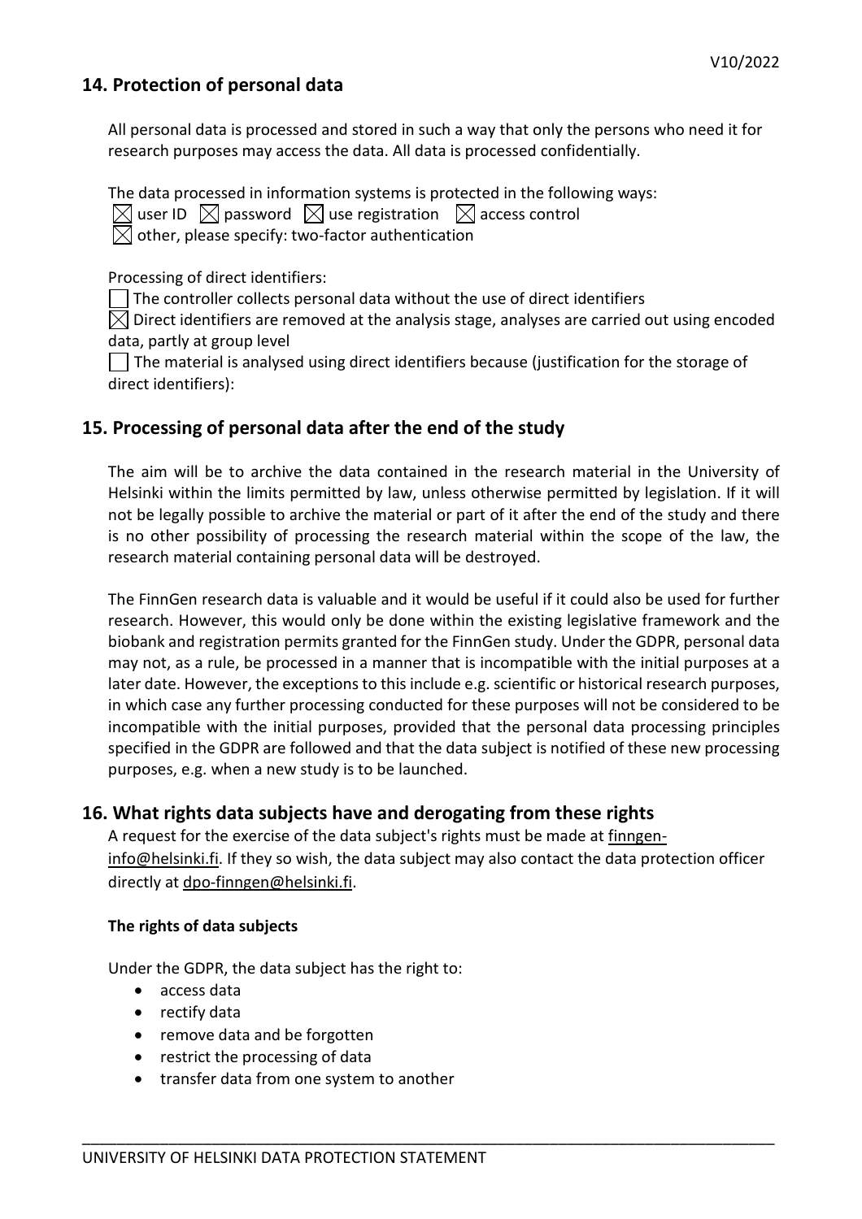## 14. Protection of personal data

All personal data is processed and stored in such a way that only the persons who need it for research purposes may access the data. All data is processed confidentially.

The data processed in information systems is protected in the following ways:

☒ user ID ☒ password ☒ use registration ☒ access control
☒ other, please specify: two-factor authentication

Processing of direct identifiers:

☐ The controller collects personal data without the use of direct identifiers
☒ Direct identifiers are removed at the analysis stage, analyses are carried out using encoded data, partly at group level
☐ The material is analysed using direct identifiers because (justification for the storage of direct identifiers):

## 15. Processing of personal data after the end of the study

The aim will be to archive the data contained in the research material in the University of Helsinki within the limits permitted by law, unless otherwise permitted by legislation. If it will not be legally possible to archive the material or part of it after the end of the study and there is no other possibility of processing the research material within the scope of the law, the research material containing personal data will be destroyed.

The FinnGen research data is valuable and it would be useful if it could also be used for further research. However, this would only be done within the existing legislative framework and the biobank and registration permits granted for the FinnGen study. Under the GDPR, personal data may not, as a rule, be processed in a manner that is incompatible with the initial purposes at a later date. However, the exceptions to this include e.g. scientific or historical research purposes, in which case any further processing conducted for these purposes will not be considered to be incompatible with the initial purposes, provided that the personal data processing principles specified in the GDPR are followed and that the data subject is notified of these new processing purposes, e.g. when a new study is to be launched.

## 16. What rights data subjects have and derogating from these rights

A request for the exercise of the data subject's rights must be made at finngen-info@helsinki.fi. If they so wish, the data subject may also contact the data protection officer directly at dpo-finngen@helsinki.fi.

### The rights of data subjects

Under the GDPR, the data subject has the right to:

- access data
- rectify data
- remove data and be forgotten
- restrict the processing of data
- transfer data from one system to another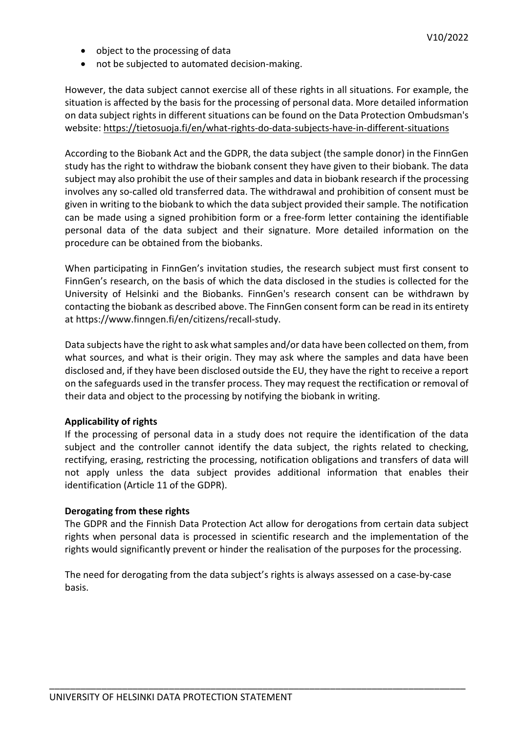- object to the processing of data
- not be subjected to automated decision-making.

However, the data subject cannot exercise all of these rights in all situations. For example, the situation is affected by the basis for the processing of personal data. More detailed information on data subject rights in different situations can be found on the Data Protection Ombudsman's website: https://tietosuoja.fi/en/what-rights-do-data-subjects-have-in-different-situations

According to the Biobank Act and the GDPR, the data subject (the sample donor) in the FinnGen study has the right to withdraw the biobank consent they have given to their biobank. The data subject may also prohibit the use of their samples and data in biobank research if the processing involves any so-called old transferred data. The withdrawal and prohibition of consent must be given in writing to the biobank to which the data subject provided their sample. The notification can be made using a signed prohibition form or a free-form letter containing the identifiable personal data of the data subject and their signature. More detailed information on the procedure can be obtained from the biobanks.

When participating in FinnGen's invitation studies, the research subject must first consent to FinnGen's research, on the basis of which the data disclosed in the studies is collected for the University of Helsinki and the Biobanks. FinnGen's research consent can be withdrawn by contacting the biobank as described above. The FinnGen consent form can be read in its entirety at https://www.finngen.fi/en/citizens/recall-study.

Data subjects have the right to ask what samples and/or data have been collected on them, from what sources, and what is their origin. They may ask where the samples and data have been disclosed and, if they have been disclosed outside the EU, they have the right to receive a report on the safeguards used in the transfer process. They may request the rectification or removal of their data and object to the processing by notifying the biobank in writing.

**Applicability of rights**

If the processing of personal data in a study does not require the identification of the data subject and the controller cannot identify the data subject, the rights related to checking, rectifying, erasing, restricting the processing, notification obligations and transfers of data will not apply unless the data subject provides additional information that enables their identification (Article 11 of the GDPR).

**Derogating from these rights**

The GDPR and the Finnish Data Protection Act allow for derogations from certain data subject rights when personal data is processed in scientific research and the implementation of the rights would significantly prevent or hinder the realisation of the purposes for the processing.

The need for derogating from the data subject's rights is always assessed on a case-by-case basis.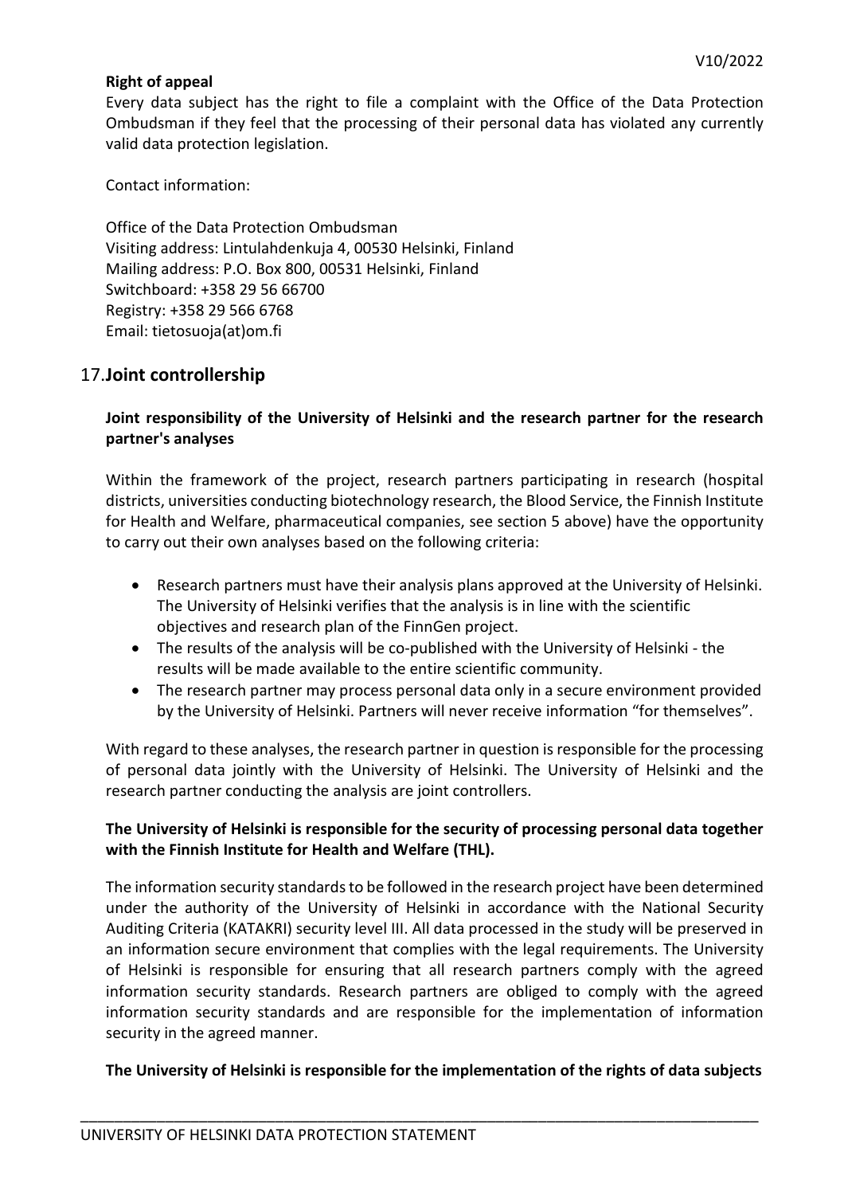**Right of appeal**

Every data subject has the right to file a complaint with the Office of the Data Protection Ombudsman if they feel that the processing of their personal data has violated any currently valid data protection legislation.

Contact information:

Office of the Data Protection Ombudsman
Visiting address: Lintulahdenkuja 4, 00530 Helsinki, Finland
Mailing address: P.O. Box 800, 00531 Helsinki, Finland
Switchboard: +358 29 56 66700
Registry: +358 29 566 6768
Email: tietosuoja(at)om.fi

## 17. Joint controllership

**Joint responsibility of the University of Helsinki and the research partner for the research partner's analyses**

Within the framework of the project, research partners participating in research (hospital districts, universities conducting biotechnology research, the Blood Service, the Finnish Institute for Health and Welfare, pharmaceutical companies, see section 5 above) have the opportunity to carry out their own analyses based on the following criteria:

- Research partners must have their analysis plans approved at the University of Helsinki. The University of Helsinki verifies that the analysis is in line with the scientific objectives and research plan of the FinnGen project.
- The results of the analysis will be co-published with the University of Helsinki - the results will be made available to the entire scientific community.
- The research partner may process personal data only in a secure environment provided by the University of Helsinki. Partners will never receive information "for themselves".

With regard to these analyses, the research partner in question is responsible for the processing of personal data jointly with the University of Helsinki. The University of Helsinki and the research partner conducting the analysis are joint controllers.

**The University of Helsinki is responsible for the security of processing personal data together with the Finnish Institute for Health and Welfare (THL).**

The information security standards to be followed in the research project have been determined under the authority of the University of Helsinki in accordance with the National Security Auditing Criteria (KATAKRI) security level III. All data processed in the study will be preserved in an information secure environment that complies with the legal requirements. The University of Helsinki is responsible for ensuring that all research partners comply with the agreed information security standards. Research partners are obliged to comply with the agreed information security standards and are responsible for the implementation of information security in the agreed manner.

**The University of Helsinki is responsible for the implementation of the rights of data subjects**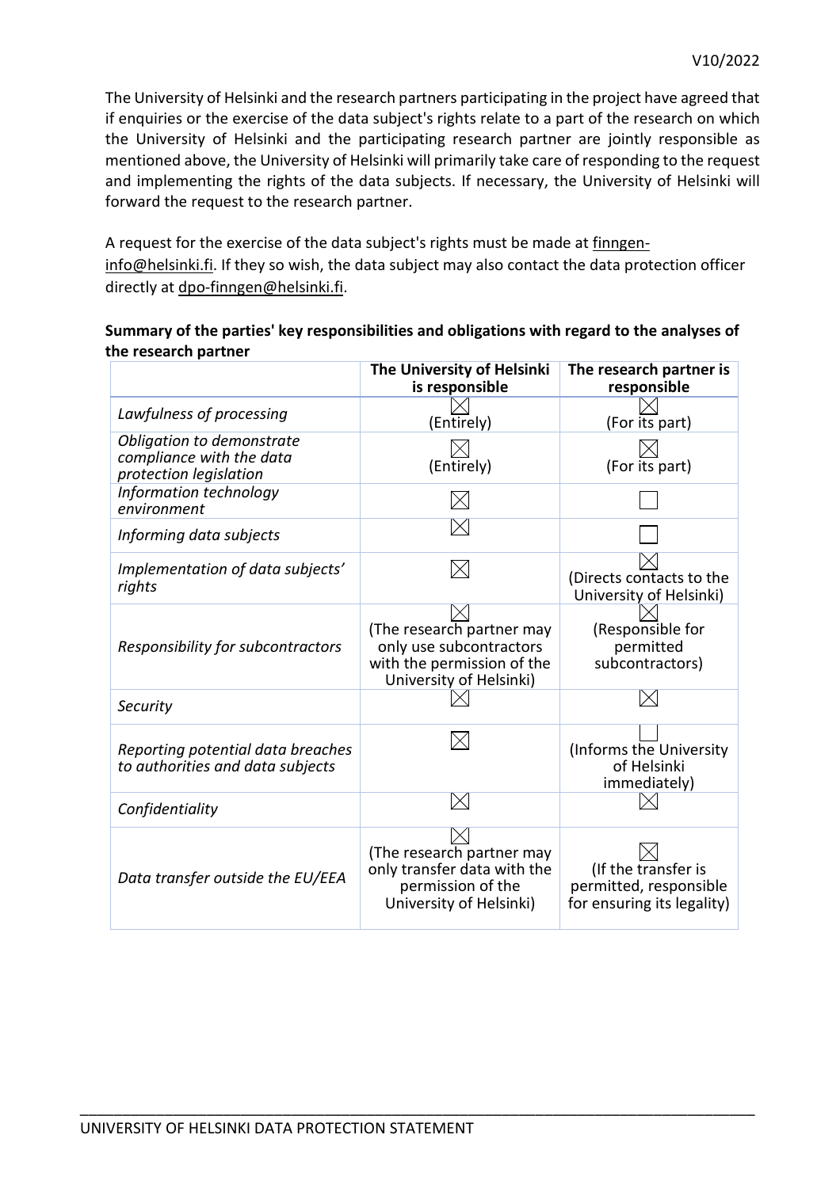The University of Helsinki and the research partners participating in the project have agreed that if enquiries or the exercise of the data subject's rights relate to a part of the research on which the University of Helsinki and the participating research partner are jointly responsible as mentioned above, the University of Helsinki will primarily take care of responding to the request and implementing the rights of the data subjects. If necessary, the University of Helsinki will forward the request to the research partner.

A request for the exercise of the data subject's rights must be made at finngen-info@helsinki.fi. If they so wish, the data subject may also contact the data protection officer directly at dpo-finngen@helsinki.fi.

**Summary of the parties' key responsibilities and obligations with regard to the analyses of the research partner**

| | The University of Helsinki is responsible | The research partner is responsible |
|---|---|---|
| *Lawfulness of processing* | ☒ (Entirely) | ☒ (For its part) |
| *Obligation to demonstrate compliance with the data protection legislation* | ☒ (Entirely) | ☒ (For its part) |
| *Information technology environment* | ☒ | ☐ |
| *Informing data subjects* | ☒ | ☐ |
| *Implementation of data subjects' rights* | ☒ | ☒ (Directs contacts to the University of Helsinki) |
| *Responsibility for subcontractors* | ☒ (The research partner may only use subcontractors with the permission of the University of Helsinki) | ☒ (Responsible for permitted subcontractors) |
| *Security* | ☒ | ☒ |
| *Reporting potential data breaches to authorities and data subjects* | ☒ | ☐ (Informs the University of Helsinki immediately) |
| *Confidentiality* | ☒ | ☒ |
| *Data transfer outside the EU/EEA* | ☒ (The research partner may only transfer data with the permission of the University of Helsinki) | ☒ (If the transfer is permitted, responsible for ensuring its legality) |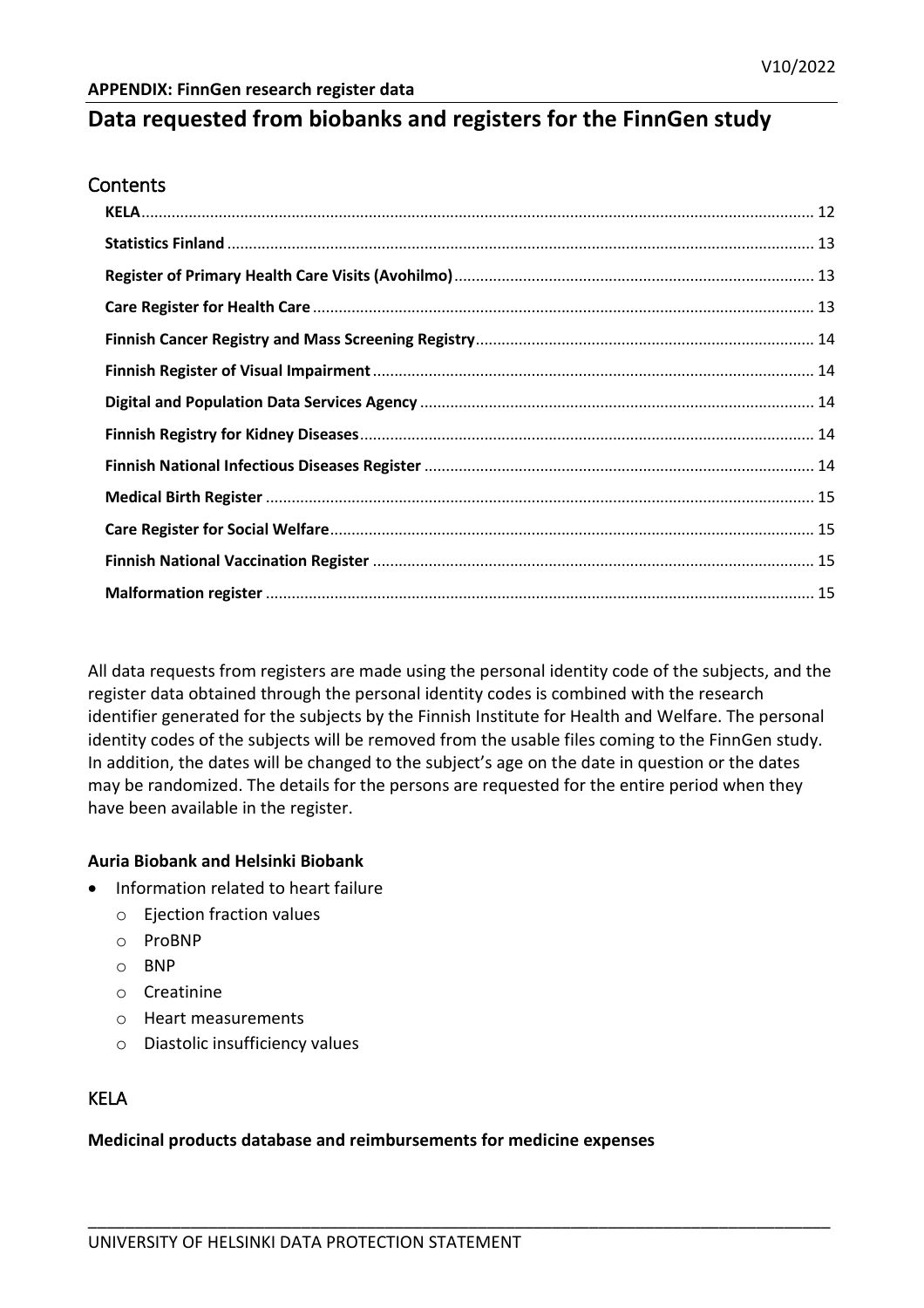**APPENDIX: FinnGen research register data**

# Data requested from biobanks and registers for the FinnGen study

## Contents

- **KELA** ........ 12
- **Statistics Finland** ........ 13
- **Register of Primary Health Care Visits (Avohilmo)** ........ 13
- **Care Register for Health Care** ........ 13
- **Finnish Cancer Registry and Mass Screening Registry** ........ 14
- **Finnish Register of Visual Impairment** ........ 14
- **Digital and Population Data Services Agency** ........ 14
- **Finnish Registry for Kidney Diseases** ........ 14
- **Finnish National Infectious Diseases Register** ........ 14
- **Medical Birth Register** ........ 15
- **Care Register for Social Welfare** ........ 15
- **Finnish National Vaccination Register** ........ 15
- **Malformation register** ........ 15

All data requests from registers are made using the personal identity code of the subjects, and the register data obtained through the personal identity codes is combined with the research identifier generated for the subjects by the Finnish Institute for Health and Welfare. The personal identity codes of the subjects will be removed from the usable files coming to the FinnGen study. In addition, the dates will be changed to the subject's age on the date in question or the dates may be randomized. The details for the persons are requested for the entire period when they have been available in the register.

**Auria Biobank and Helsinki Biobank**

- Information related to heart failure
  - Ejection fraction values
  - ProBNP
  - BNP
  - Creatinine
  - Heart measurements
  - Diastolic insufficiency values

## KELA

**Medicinal products database and reimbursements for medicine expenses**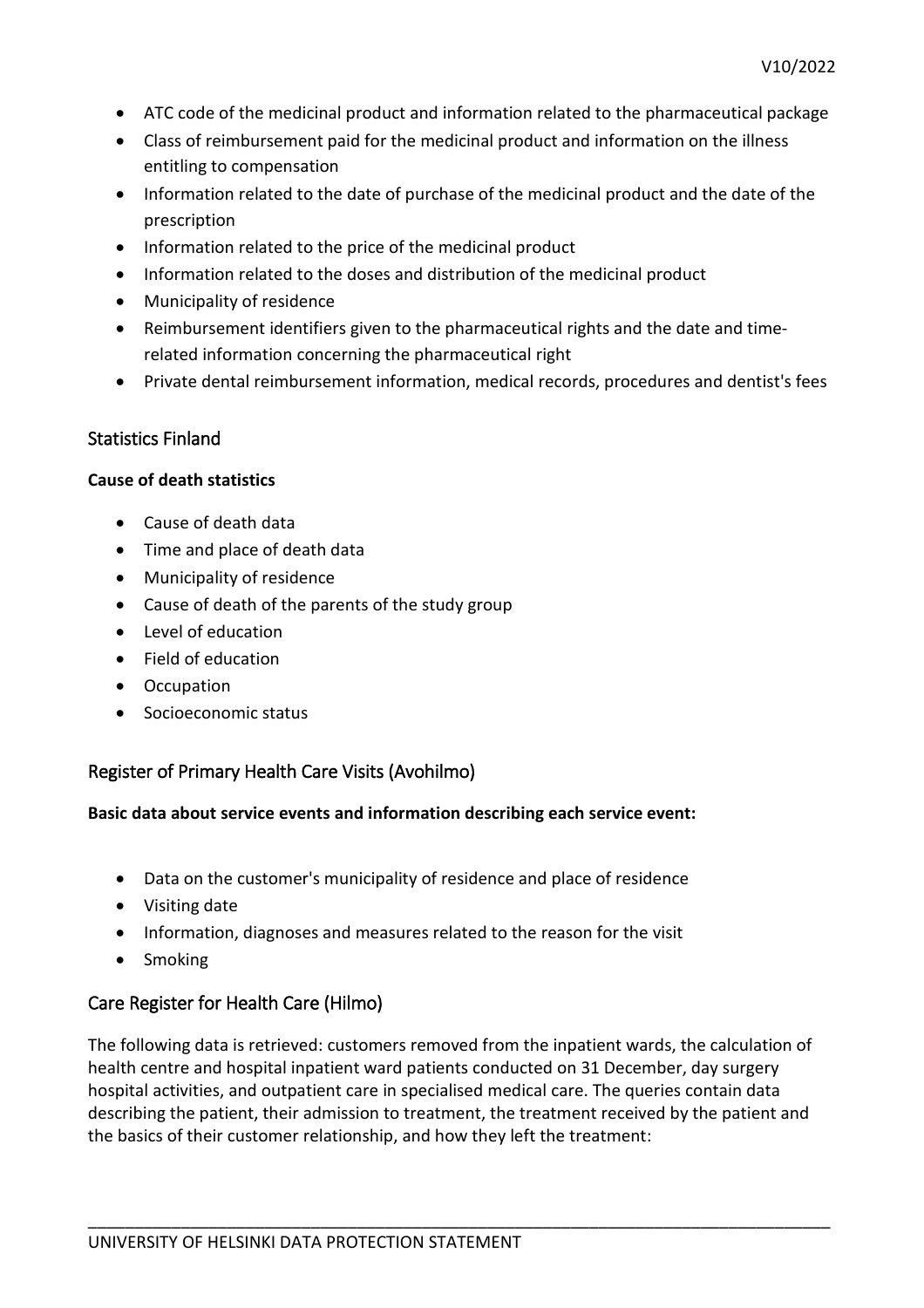- ATC code of the medicinal product and information related to the pharmaceutical package
- Class of reimbursement paid for the medicinal product and information on the illness entitling to compensation
- Information related to the date of purchase of the medicinal product and the date of the prescription
- Information related to the price of the medicinal product
- Information related to the doses and distribution of the medicinal product
- Municipality of residence
- Reimbursement identifiers given to the pharmaceutical rights and the date and time-related information concerning the pharmaceutical right
- Private dental reimbursement information, medical records, procedures and dentist's fees

## Statistics Finland

**Cause of death statistics**

- Cause of death data
- Time and place of death data
- Municipality of residence
- Cause of death of the parents of the study group
- Level of education
- Field of education
- Occupation
- Socioeconomic status

## Register of Primary Health Care Visits (Avohilmo)

**Basic data about service events and information describing each service event:**

- Data on the customer's municipality of residence and place of residence
- Visiting date
- Information, diagnoses and measures related to the reason for the visit
- Smoking

## Care Register for Health Care (Hilmo)

The following data is retrieved: customers removed from the inpatient wards, the calculation of health centre and hospital inpatient ward patients conducted on 31 December, day surgery hospital activities, and outpatient care in specialised medical care. The queries contain data describing the patient, their admission to treatment, the treatment received by the patient and the basics of their customer relationship, and how they left the treatment: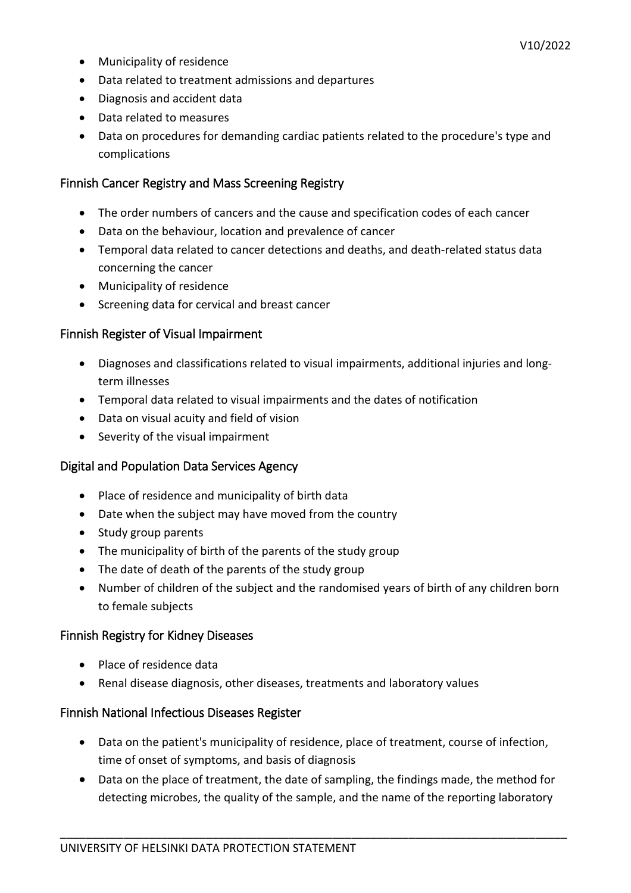- Municipality of residence
- Data related to treatment admissions and departures
- Diagnosis and accident data
- Data related to measures
- Data on procedures for demanding cardiac patients related to the procedure's type and complications

### Finnish Cancer Registry and Mass Screening Registry

- The order numbers of cancers and the cause and specification codes of each cancer
- Data on the behaviour, location and prevalence of cancer
- Temporal data related to cancer detections and deaths, and death-related status data concerning the cancer
- Municipality of residence
- Screening data for cervical and breast cancer

### Finnish Register of Visual Impairment

- Diagnoses and classifications related to visual impairments, additional injuries and long-term illnesses
- Temporal data related to visual impairments and the dates of notification
- Data on visual acuity and field of vision
- Severity of the visual impairment

### Digital and Population Data Services Agency

- Place of residence and municipality of birth data
- Date when the subject may have moved from the country
- Study group parents
- The municipality of birth of the parents of the study group
- The date of death of the parents of the study group
- Number of children of the subject and the randomised years of birth of any children born to female subjects

### Finnish Registry for Kidney Diseases

- Place of residence data
- Renal disease diagnosis, other diseases, treatments and laboratory values

### Finnish National Infectious Diseases Register

- Data on the patient's municipality of residence, place of treatment, course of infection, time of onset of symptoms, and basis of diagnosis
- Data on the place of treatment, the date of sampling, the findings made, the method for detecting microbes, the quality of the sample, and the name of the reporting laboratory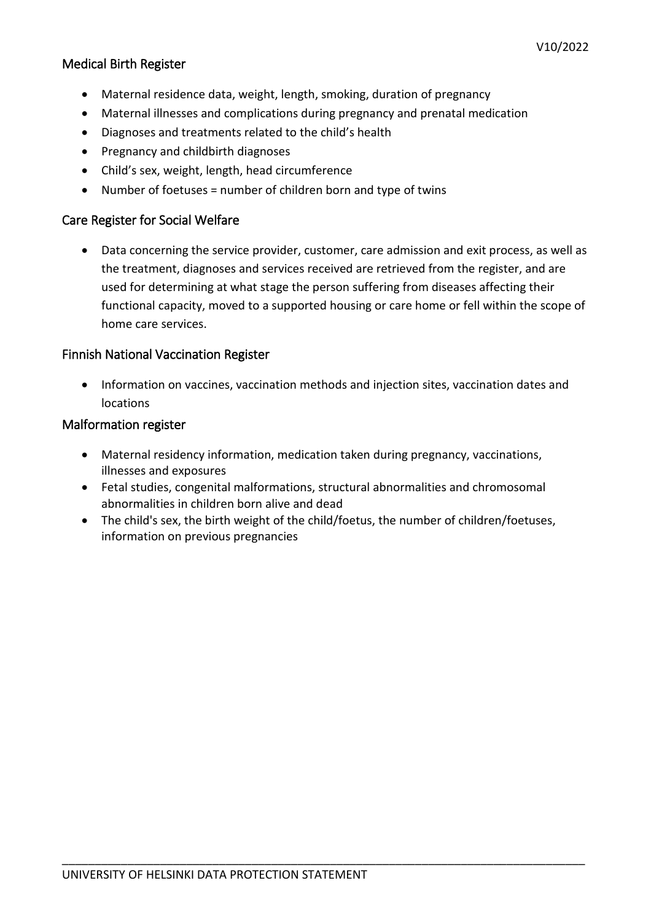## Medical Birth Register

- Maternal residence data, weight, length, smoking, duration of pregnancy
- Maternal illnesses and complications during pregnancy and prenatal medication
- Diagnoses and treatments related to the child's health
- Pregnancy and childbirth diagnoses
- Child's sex, weight, length, head circumference
- Number of foetuses = number of children born and type of twins

## Care Register for Social Welfare

- Data concerning the service provider, customer, care admission and exit process, as well as the treatment, diagnoses and services received are retrieved from the register, and are used for determining at what stage the person suffering from diseases affecting their functional capacity, moved to a supported housing or care home or fell within the scope of home care services.

## Finnish National Vaccination Register

- Information on vaccines, vaccination methods and injection sites, vaccination dates and locations

## Malformation register

- Maternal residency information, medication taken during pregnancy, vaccinations, illnesses and exposures
- Fetal studies, congenital malformations, structural abnormalities and chromosomal abnormalities in children born alive and dead
- The child's sex, the birth weight of the child/foetus, the number of children/foetuses, information on previous pregnancies